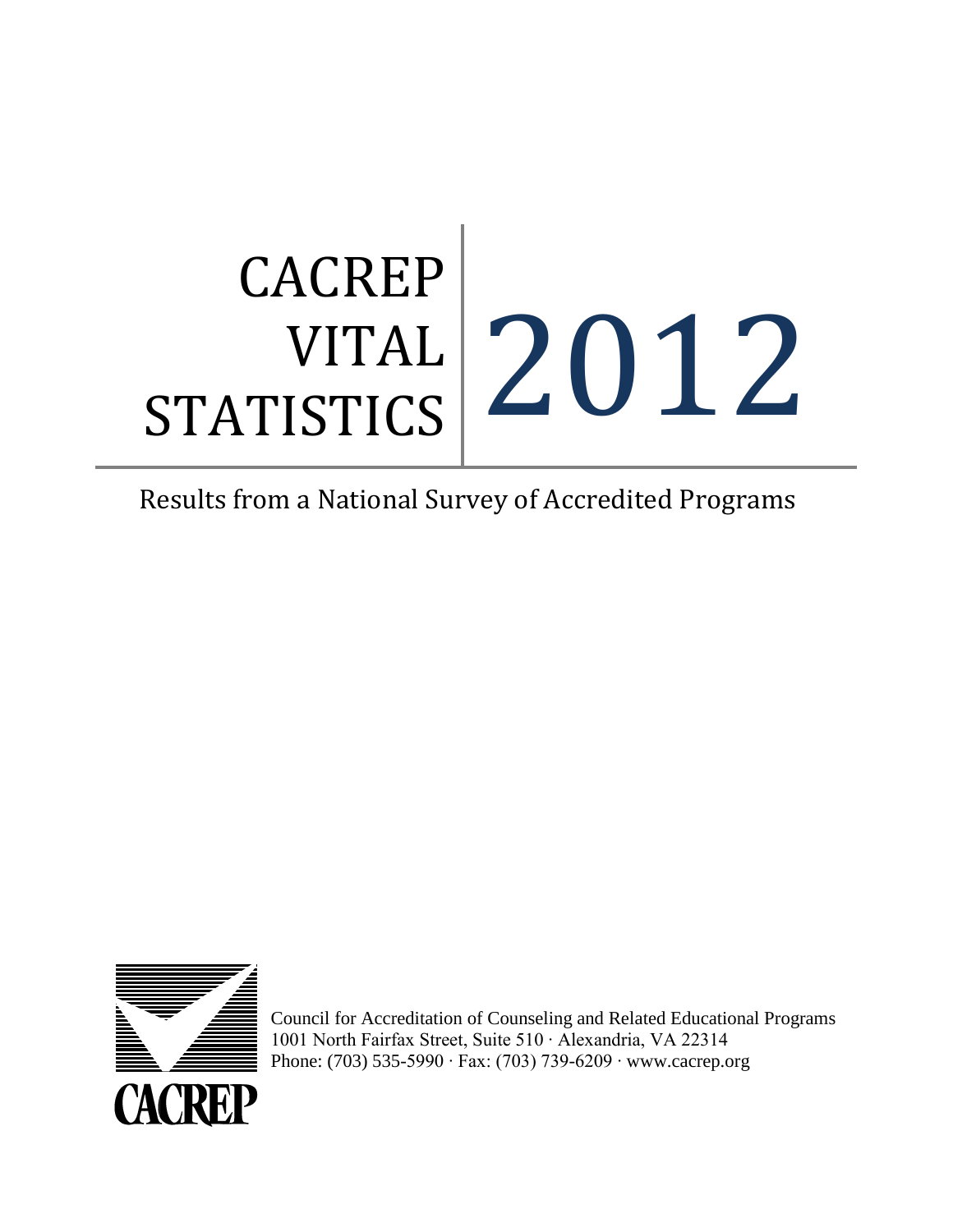# CACREP VITAL STATISTICS 2012

Results from a National Survey of Accredited Programs

CACREP

Council for Accreditation of Counseling and Related Educational Programs
1001 North Fairfax Street, Suite 510 · Alexandria, VA 22314
Phone: (703) 535-5990 · Fax: (703) 739-6209 · www.cacrep.org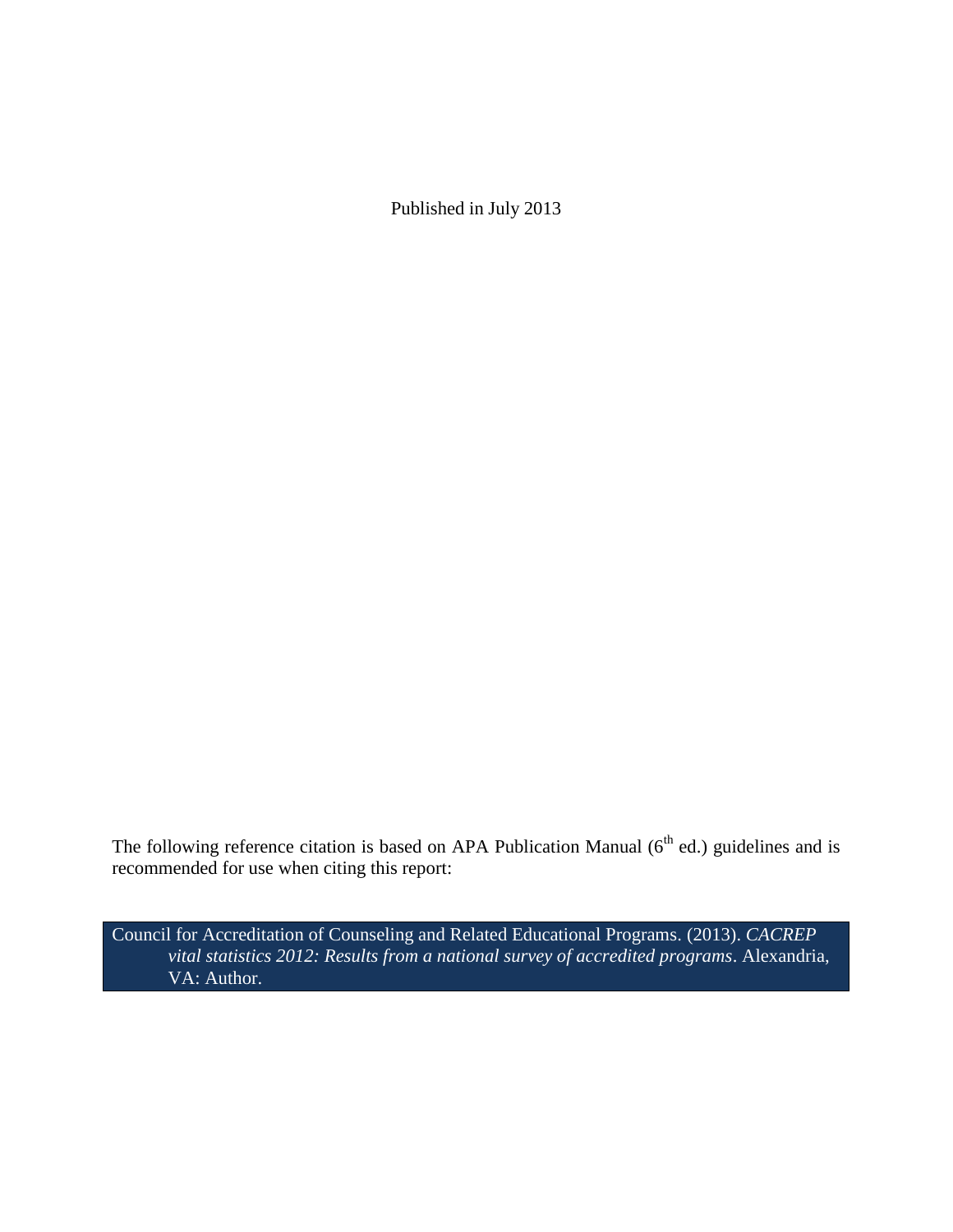Published in July 2013

The following reference citation is based on APA Publication Manual (6th ed.) guidelines and is recommended for use when citing this report:

Council for Accreditation of Counseling and Related Educational Programs. (2013). *CACREP vital statistics 2012: Results from a national survey of accredited programs*. Alexandria, VA: Author.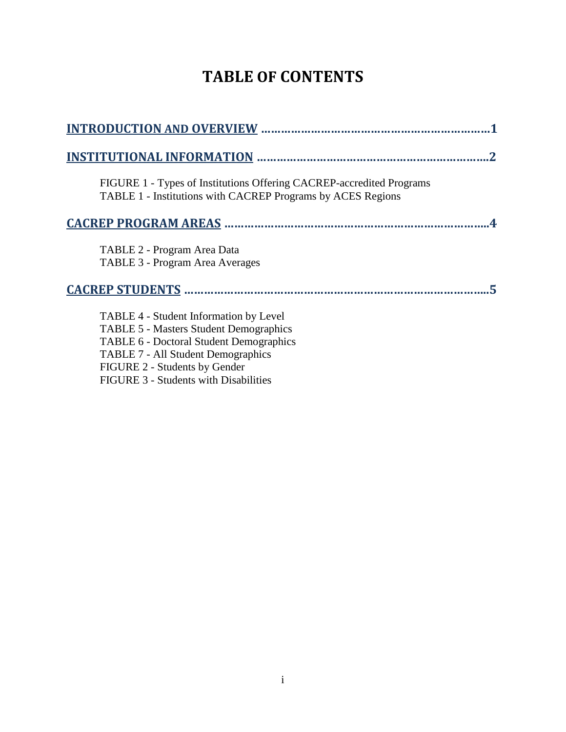# TABLE OF CONTENTS

**INTRODUCTION AND OVERVIEW ……………………………………………………………1**

**INSTITUTIONAL INFORMATION ……………………………………………………………2**

FIGURE 1 - Types of Institutions Offering CACREP-accredited Programs
TABLE 1 - Institutions with CACREP Programs by ACES Regions

**CACREP PROGRAM AREAS ………………………………………………………………….4**

TABLE 2 - Program Area Data
TABLE 3 - Program Area Averages

**CACREP STUDENTS ………………………………………………………………………….5**

TABLE 4 - Student Information by Level
TABLE 5 - Masters Student Demographics
TABLE 6 - Doctoral Student Demographics
TABLE 7 - All Student Demographics
FIGURE 2 - Students by Gender
FIGURE 3 - Students with Disabilities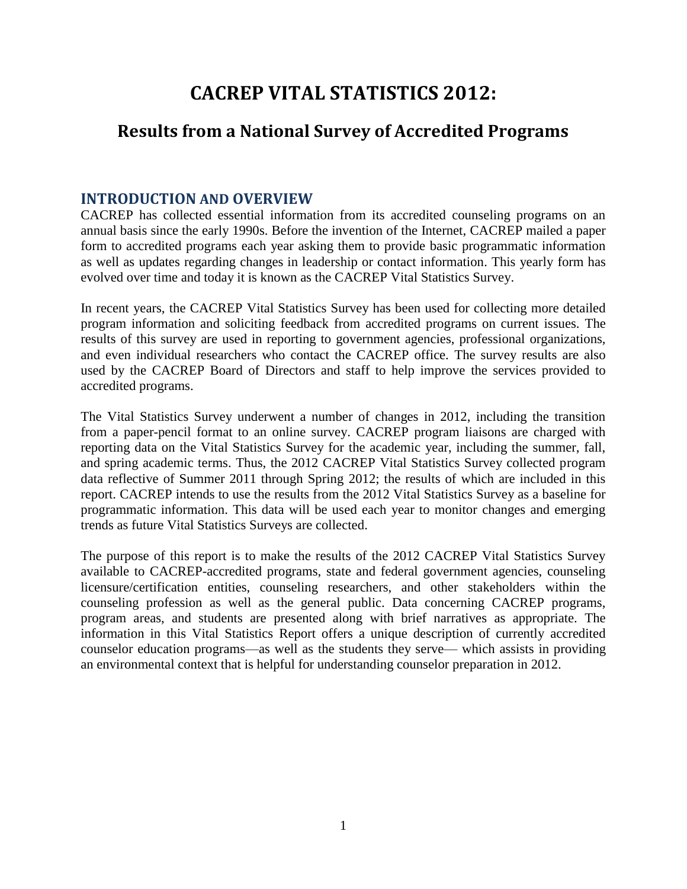# CACREP VITAL STATISTICS 2012:

## Results from a National Survey of Accredited Programs

### INTRODUCTION AND OVERVIEW

CACREP has collected essential information from its accredited counseling programs on an annual basis since the early 1990s. Before the invention of the Internet, CACREP mailed a paper form to accredited programs each year asking them to provide basic programmatic information as well as updates regarding changes in leadership or contact information. This yearly form has evolved over time and today it is known as the CACREP Vital Statistics Survey.

In recent years, the CACREP Vital Statistics Survey has been used for collecting more detailed program information and soliciting feedback from accredited programs on current issues. The results of this survey are used in reporting to government agencies, professional organizations, and even individual researchers who contact the CACREP office. The survey results are also used by the CACREP Board of Directors and staff to help improve the services provided to accredited programs.

The Vital Statistics Survey underwent a number of changes in 2012, including the transition from a paper-pencil format to an online survey. CACREP program liaisons are charged with reporting data on the Vital Statistics Survey for the academic year, including the summer, fall, and spring academic terms. Thus, the 2012 CACREP Vital Statistics Survey collected program data reflective of Summer 2011 through Spring 2012; the results of which are included in this report. CACREP intends to use the results from the 2012 Vital Statistics Survey as a baseline for programmatic information. This data will be used each year to monitor changes and emerging trends as future Vital Statistics Surveys are collected.

The purpose of this report is to make the results of the 2012 CACREP Vital Statistics Survey available to CACREP-accredited programs, state and federal government agencies, counseling licensure/certification entities, counseling researchers, and other stakeholders within the counseling profession as well as the general public. Data concerning CACREP programs, program areas, and students are presented along with brief narratives as appropriate. The information in this Vital Statistics Report offers a unique description of currently accredited counselor education programs—as well as the students they serve— which assists in providing an environmental context that is helpful for understanding counselor preparation in 2012.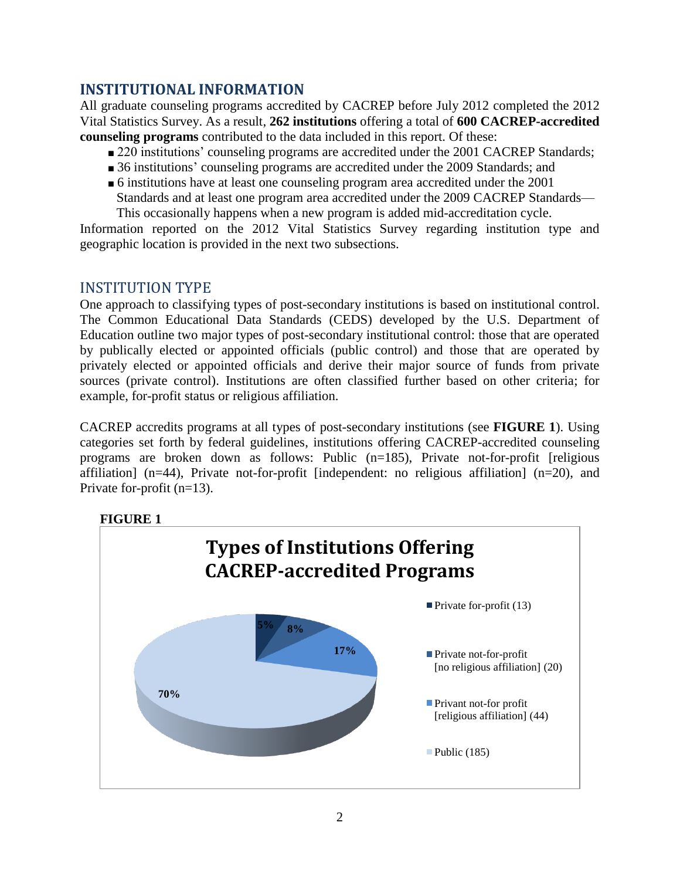## INSTITUTIONAL INFORMATION

All graduate counseling programs accredited by CACREP before July 2012 completed the 2012 Vital Statistics Survey. As a result, **262 institutions** offering a total of **600 CACREP-accredited counseling programs** contributed to the data included in this report. Of these:

- 220 institutions' counseling programs are accredited under the 2001 CACREP Standards;
- 36 institutions' counseling programs are accredited under the 2009 Standards; and
- 6 institutions have at least one counseling program area accredited under the 2001 Standards and at least one program area accredited under the 2009 CACREP Standards—This occasionally happens when a new program is added mid-accreditation cycle.

Information reported on the 2012 Vital Statistics Survey regarding institution type and geographic location is provided in the next two subsections.

### INSTITUTION TYPE

One approach to classifying types of post-secondary institutions is based on institutional control. The Common Educational Data Standards (CEDS) developed by the U.S. Department of Education outline two major types of post-secondary institutional control: those that are operated by publically elected or appointed officials (public control) and those that are operated by privately elected or appointed officials and derive their major source of funds from private sources (private control). Institutions are often classified further based on other criteria; for example, for-profit status or religious affiliation.

CACREP accredits programs at all types of post-secondary institutions (see **FIGURE 1**). Using categories set forth by federal guidelines, institutions offering CACREP-accredited counseling programs are broken down as follows: Public (n=185), Private not-for-profit [religious affiliation] (n=44), Private not-for-profit [independent: no religious affiliation] (n=20), and Private for-profit (n=13).

**FIGURE 1**

**Types of Institutions Offering CACREP-accredited Programs**

| Institution Type | Percentage |
|---|---|
| Private for-profit (13) | 5% |
| Private not-for-profit [no religious affiliation] (20) | 8% |
| Privant not-for profit [religious affiliation] (44) | 17% |
| Public (185) | 70% |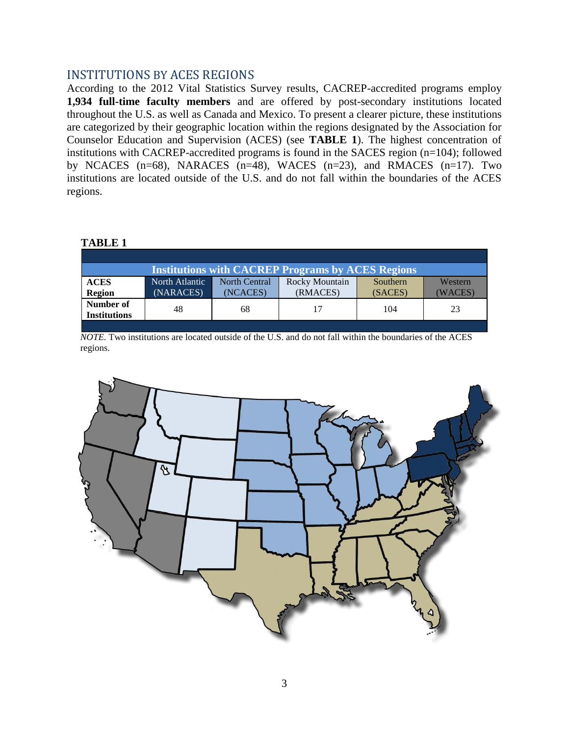## INSTITUTIONS BY ACES REGIONS

According to the 2012 Vital Statistics Survey results, CACREP-accredited programs employ **1,934 full-time faculty members** and are offered by post-secondary institutions located throughout the U.S. as well as Canada and Mexico. To present a clearer picture, these institutions are categorized by their geographic location within the regions designated by the Association for Counselor Education and Supervision (ACES) (see **TABLE 1**). The highest concentration of institutions with CACREP-accredited programs is found in the SACES region (n=104); followed by NCACES (n=68), NARACES (n=48), WACES (n=23), and RMACES (n=17). Two institutions are located outside of the U.S. and do not fall within the boundaries of the ACES regions.

**TABLE 1**

**Institutions with CACREP Programs by ACES Regions**

| **ACES Region** | North Atlantic (NARACES) | North Central (NCACES) | Rocky Mountain (RMACES) | Southern (SACES) | Western (WACES) |
|---|---|---|---|---|---|
| **Number of Institutions** | 48 | 68 | 17 | 104 | 23 |

*NOTE.* Two institutions are located outside of the U.S. and do not fall within the boundaries of the ACES regions.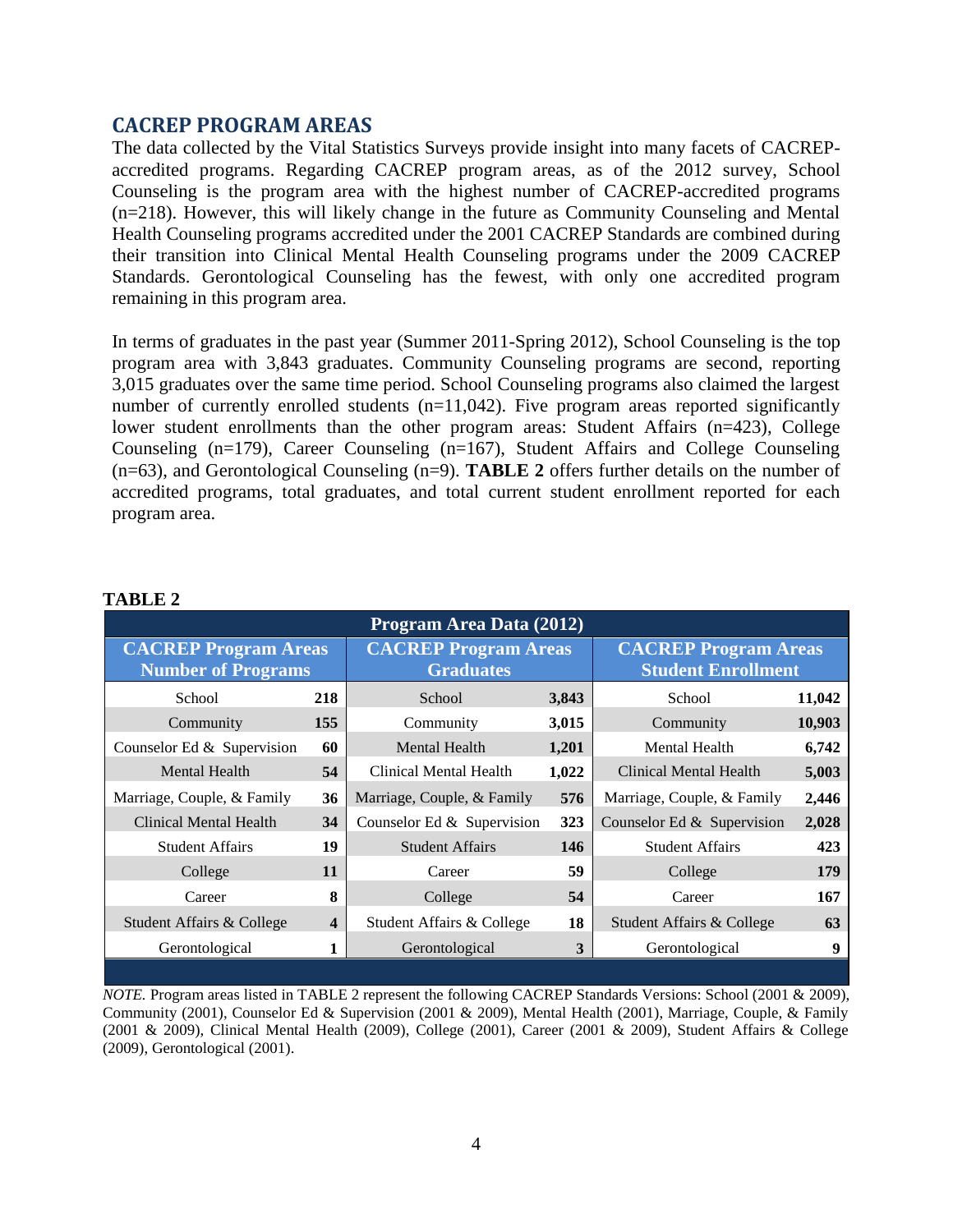## CACREP PROGRAM AREAS

The data collected by the Vital Statistics Surveys provide insight into many facets of CACREP-accredited programs. Regarding CACREP program areas, as of the 2012 survey, School Counseling is the program area with the highest number of CACREP-accredited programs (n=218). However, this will likely change in the future as Community Counseling and Mental Health Counseling programs accredited under the 2001 CACREP Standards are combined during their transition into Clinical Mental Health Counseling programs under the 2009 CACREP Standards. Gerontological Counseling has the fewest, with only one accredited program remaining in this program area.

In terms of graduates in the past year (Summer 2011-Spring 2012), School Counseling is the top program area with 3,843 graduates. Community Counseling programs are second, reporting 3,015 graduates over the same time period. School Counseling programs also claimed the largest number of currently enrolled students (n=11,042). Five program areas reported significantly lower student enrollments than the other program areas: Student Affairs (n=423), College Counseling (n=179), Career Counseling (n=167), Student Affairs and College Counseling (n=63), and Gerontological Counseling (n=9). **TABLE 2** offers further details on the number of accredited programs, total graduates, and total current student enrollment reported for each program area.

**TABLE 2**

| Program Area Data (2012) | | | | | |
|---|---|---|---|---|---|
| **CACREP Program Areas Number of Programs** | | **CACREP Program Areas Graduates** | | **CACREP Program Areas Student Enrollment** | |
| School | **218** | School | **3,843** | School | **11,042** |
| Community | **155** | Community | **3,015** | Community | **10,903** |
| Counselor Ed & Supervision | **60** | Mental Health | **1,201** | Mental Health | **6,742** |
| Mental Health | **54** | Clinical Mental Health | **1,022** | Clinical Mental Health | **5,003** |
| Marriage, Couple, & Family | **36** | Marriage, Couple, & Family | **576** | Marriage, Couple, & Family | **2,446** |
| Clinical Mental Health | **34** | Counselor Ed & Supervision | **323** | Counselor Ed & Supervision | **2,028** |
| Student Affairs | **19** | Student Affairs | **146** | Student Affairs | **423** |
| College | **11** | Career | **59** | College | **179** |
| Career | **8** | College | **54** | Career | **167** |
| Student Affairs & College | **4** | Student Affairs & College | **18** | Student Affairs & College | **63** |
| Gerontological | **1** | Gerontological | **3** | Gerontological | **9** |

*NOTE.* Program areas listed in TABLE 2 represent the following CACREP Standards Versions: School (2001 & 2009), Community (2001), Counselor Ed & Supervision (2001 & 2009), Mental Health (2001), Marriage, Couple, & Family (2001 & 2009), Clinical Mental Health (2009), College (2001), Career (2001 & 2009), Student Affairs & College (2009), Gerontological (2001).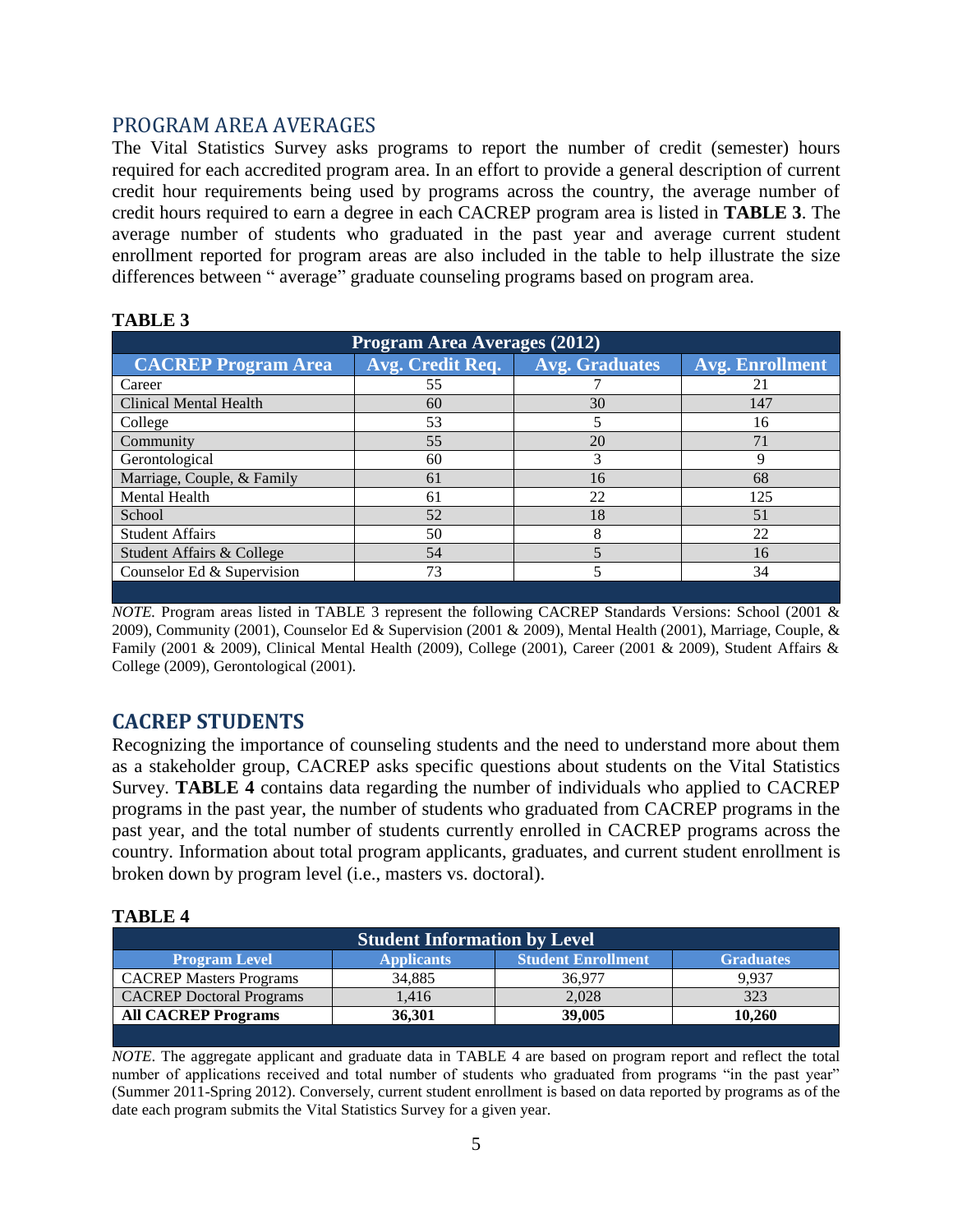## PROGRAM AREA AVERAGES

The Vital Statistics Survey asks programs to report the number of credit (semester) hours required for each accredited program area. In an effort to provide a general description of current credit hour requirements being used by programs across the country, the average number of credit hours required to earn a degree in each CACREP program area is listed in **TABLE 3**. The average number of students who graduated in the past year and average current student enrollment reported for program areas are also included in the table to help illustrate the size differences between " average" graduate counseling programs based on program area.

**TABLE 3**

| Program Area Averages (2012) | | | |
|---|---|---|---|
| **CACREP Program Area** | **Avg. Credit Req.** | **Avg. Graduates** | **Avg. Enrollment** |
| Career | 55 | 7 | 21 |
| Clinical Mental Health | 60 | 30 | 147 |
| College | 53 | 5 | 16 |
| Community | 55 | 20 | 71 |
| Gerontological | 60 | 3 | 9 |
| Marriage, Couple, & Family | 61 | 16 | 68 |
| Mental Health | 61 | 22 | 125 |
| School | 52 | 18 | 51 |
| Student Affairs | 50 | 8 | 22 |
| Student Affairs & College | 54 | 5 | 16 |
| Counselor Ed & Supervision | 73 | 5 | 34 |

*NOTE.* Program areas listed in TABLE 3 represent the following CACREP Standards Versions: School (2001 & 2009), Community (2001), Counselor Ed & Supervision (2001 & 2009), Mental Health (2001), Marriage, Couple, & Family (2001 & 2009), Clinical Mental Health (2009), College (2001), Career (2001 & 2009), Student Affairs & College (2009), Gerontological (2001).

## CACREP STUDENTS

Recognizing the importance of counseling students and the need to understand more about them as a stakeholder group, CACREP asks specific questions about students on the Vital Statistics Survey. **TABLE 4** contains data regarding the number of individuals who applied to CACREP programs in the past year, the number of students who graduated from CACREP programs in the past year, and the total number of students currently enrolled in CACREP programs across the country. Information about total program applicants, graduates, and current student enrollment is broken down by program level (i.e., masters vs. doctoral).

**TABLE 4**

| Student Information by Level | | | |
|---|---|---|---|
| **Program Level** | **Applicants** | **Student Enrollment** | **Graduates** |
| CACREP Masters Programs | 34,885 | 36,977 | 9,937 |
| CACREP Doctoral Programs | 1,416 | 2,028 | 323 |
| **All CACREP Programs** | **36,301** | **39,005** | **10,260** |

*NOTE*. The aggregate applicant and graduate data in TABLE 4 are based on program report and reflect the total number of applications received and total number of students who graduated from programs "in the past year" (Summer 2011-Spring 2012). Conversely, current student enrollment is based on data reported by programs as of the date each program submits the Vital Statistics Survey for a given year.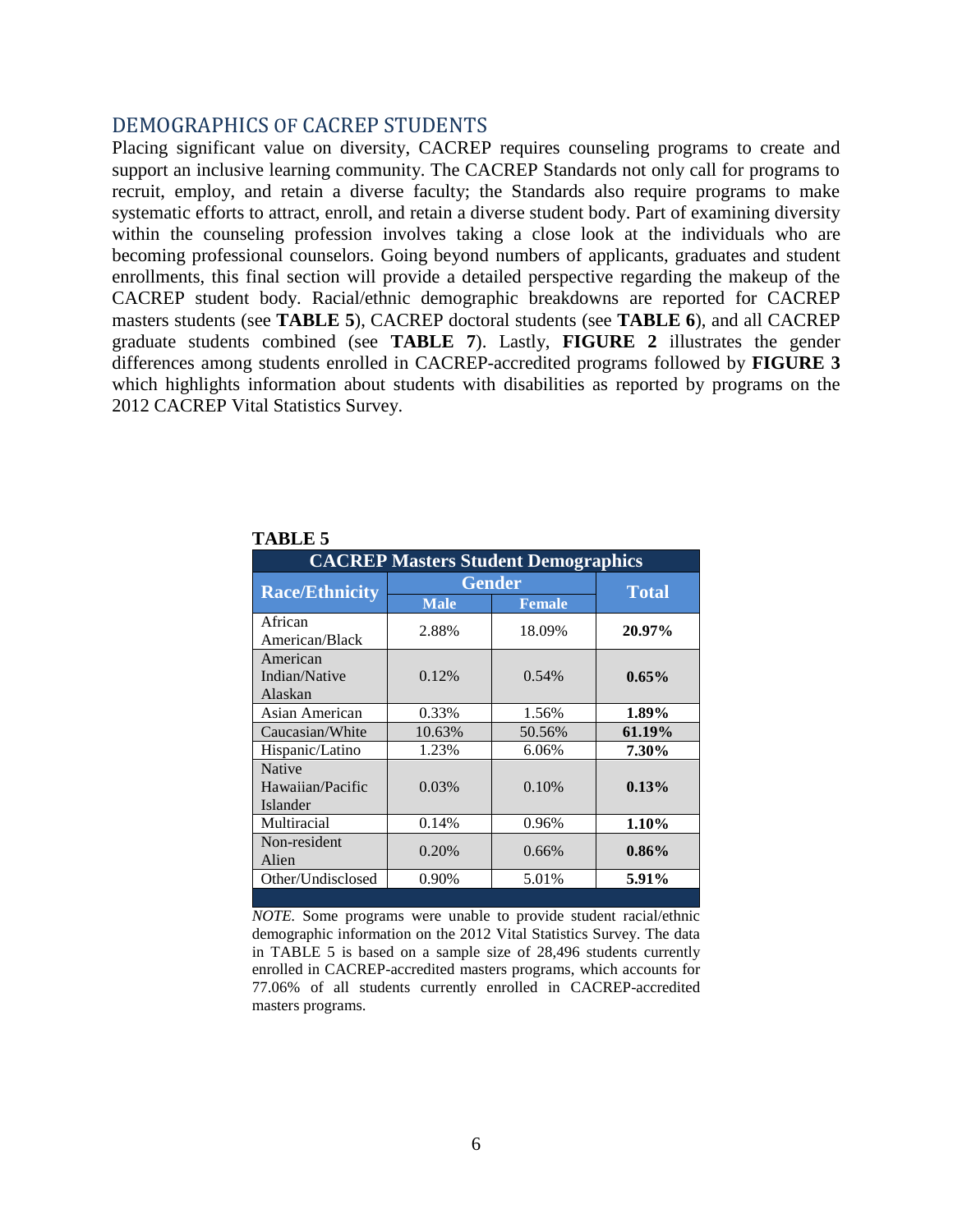## DEMOGRAPHICS OF CACREP STUDENTS

Placing significant value on diversity, CACREP requires counseling programs to create and support an inclusive learning community. The CACREP Standards not only call for programs to recruit, employ, and retain a diverse faculty; the Standards also require programs to make systematic efforts to attract, enroll, and retain a diverse student body. Part of examining diversity within the counseling profession involves taking a close look at the individuals who are becoming professional counselors. Going beyond numbers of applicants, graduates and student enrollments, this final section will provide a detailed perspective regarding the makeup of the CACREP student body. Racial/ethnic demographic breakdowns are reported for CACREP masters students (see **TABLE 5**), CACREP doctoral students (see **TABLE 6**), and all CACREP graduate students combined (see **TABLE 7**). Lastly, **FIGURE 2** illustrates the gender differences among students enrolled in CACREP-accredited programs followed by **FIGURE 3** which highlights information about students with disabilities as reported by programs on the 2012 CACREP Vital Statistics Survey.

**TABLE 5**

**CACREP Masters Student Demographics**

| Race/Ethnicity | Gender | | Total |
|---|---|---|---|
| | Male | Female | |
| African American/Black | 2.88% | 18.09% | **20.97%** |
| American Indian/Native Alaskan | 0.12% | 0.54% | **0.65%** |
| Asian American | 0.33% | 1.56% | **1.89%** |
| Caucasian/White | 10.63% | 50.56% | **61.19%** |
| Hispanic/Latino | 1.23% | 6.06% | **7.30%** |
| Native Hawaiian/Pacific Islander | 0.03% | 0.10% | **0.13%** |
| Multiracial | 0.14% | 0.96% | **1.10%** |
| Non-resident Alien | 0.20% | 0.66% | **0.86%** |
| Other/Undisclosed | 0.90% | 5.01% | **5.91%** |

*NOTE.* Some programs were unable to provide student racial/ethnic demographic information on the 2012 Vital Statistics Survey. The data in TABLE 5 is based on a sample size of 28,496 students currently enrolled in CACREP-accredited masters programs, which accounts for 77.06% of all students currently enrolled in CACREP-accredited masters programs.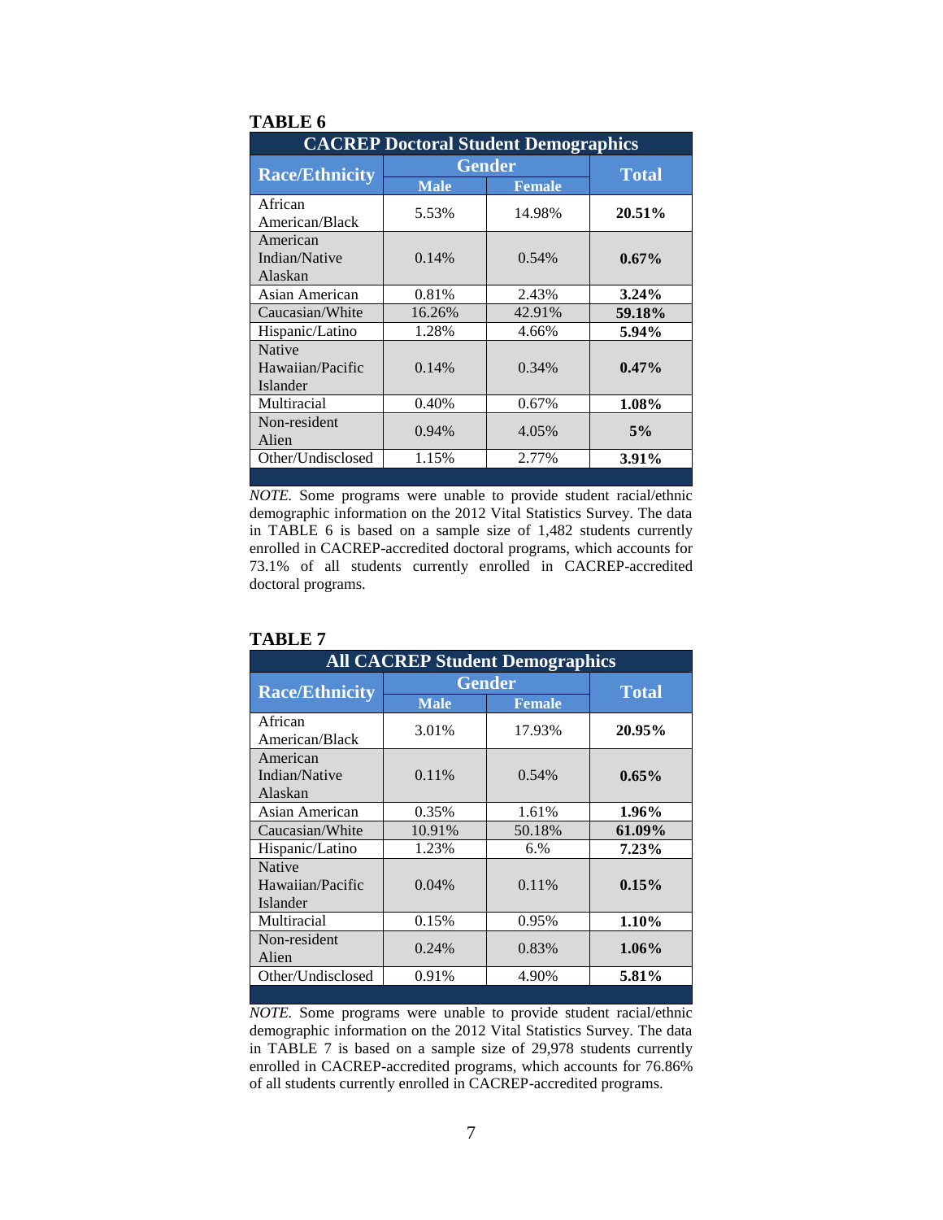**TABLE 6**

| CACREP Doctoral Student Demographics | | | |
|---|---|---|---|
| **Race/Ethnicity** | **Gender** | | **Total** |
| | **Male** | **Female** | |
| African American/Black | 5.53% | 14.98% | **20.51%** |
| American Indian/Native Alaskan | 0.14% | 0.54% | **0.67%** |
| Asian American | 0.81% | 2.43% | **3.24%** |
| Caucasian/White | 16.26% | 42.91% | **59.18%** |
| Hispanic/Latino | 1.28% | 4.66% | **5.94%** |
| Native Hawaiian/Pacific Islander | 0.14% | 0.34% | **0.47%** |
| Multiracial | 0.40% | 0.67% | **1.08%** |
| Non-resident Alien | 0.94% | 4.05% | **5%** |
| Other/Undisclosed | 1.15% | 2.77% | **3.91%** |

*NOTE.* Some programs were unable to provide student racial/ethnic demographic information on the 2012 Vital Statistics Survey. The data in TABLE 6 is based on a sample size of 1,482 students currently enrolled in CACREP-accredited doctoral programs, which accounts for 73.1% of all students currently enrolled in CACREP-accredited doctoral programs.

**TABLE 7**

| All CACREP Student Demographics | | | |
|---|---|---|---|
| **Race/Ethnicity** | **Gender** | | **Total** |
| | **Male** | **Female** | |
| African American/Black | 3.01% | 17.93% | **20.95%** |
| American Indian/Native Alaskan | 0.11% | 0.54% | **0.65%** |
| Asian American | 0.35% | 1.61% | **1.96%** |
| Caucasian/White | 10.91% | 50.18% | **61.09%** |
| Hispanic/Latino | 1.23% | 6.% | **7.23%** |
| Native Hawaiian/Pacific Islander | 0.04% | 0.11% | **0.15%** |
| Multiracial | 0.15% | 0.95% | **1.10%** |
| Non-resident Alien | 0.24% | 0.83% | **1.06%** |
| Other/Undisclosed | 0.91% | 4.90% | **5.81%** |

*NOTE.* Some programs were unable to provide student racial/ethnic demographic information on the 2012 Vital Statistics Survey. The data in TABLE 7 is based on a sample size of 29,978 students currently enrolled in CACREP-accredited programs, which accounts for 76.86% of all students currently enrolled in CACREP-accredited programs.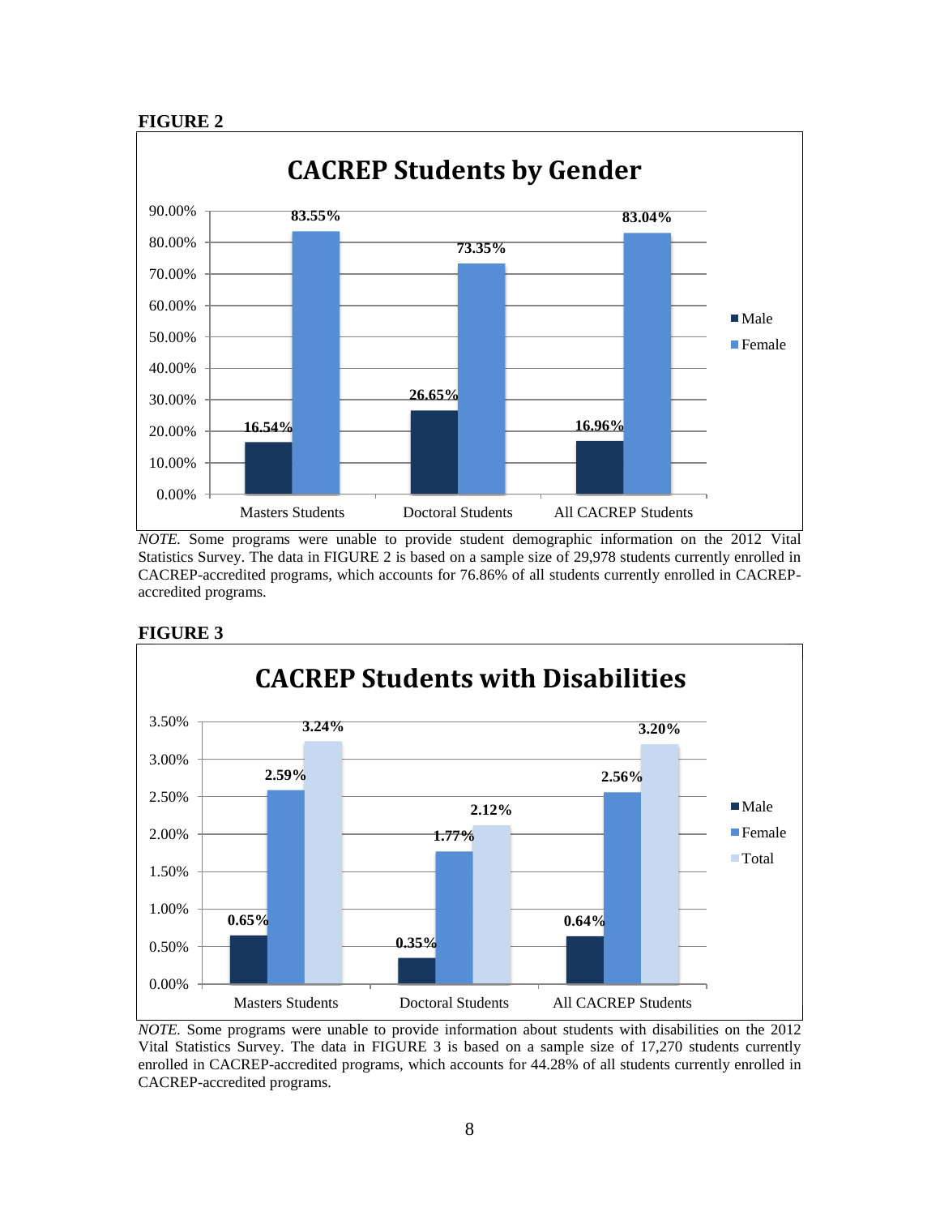**FIGURE 2**

CACREP Students by Gender

90.00%
80.00%
70.00%
60.00%
50.00%
40.00%
30.00%
20.00%
10.00%
0.00%

16.54%
83.55%
26.65%
73.35%
16.96%
83.04%

Masters Students
Doctoral Students
All CACREP Students

Male
Female

*NOTE.* Some programs were unable to provide student demographic information on the 2012 Vital Statistics Survey. The data in FIGURE 2 is based on a sample size of 29,978 students currently enrolled in CACREP-accredited programs, which accounts for 76.86% of all students currently enrolled in CACREP-accredited programs.

**FIGURE 3**

CACREP Students with Disabilities

3.50%
3.00%
2.50%
2.00%
1.50%
1.00%
0.50%
0.00%

0.65%
2.59%
3.24%
0.35%
1.77%
2.12%
0.64%
2.56%
3.20%

Masters Students
Doctoral Students
All CACREP Students

Male
Female
Total

*NOTE.* Some programs were unable to provide information about students with disabilities on the 2012 Vital Statistics Survey. The data in FIGURE 3 is based on a sample size of 17,270 students currently enrolled in CACREP-accredited programs, which accounts for 44.28% of all students currently enrolled in CACREP-accredited programs.